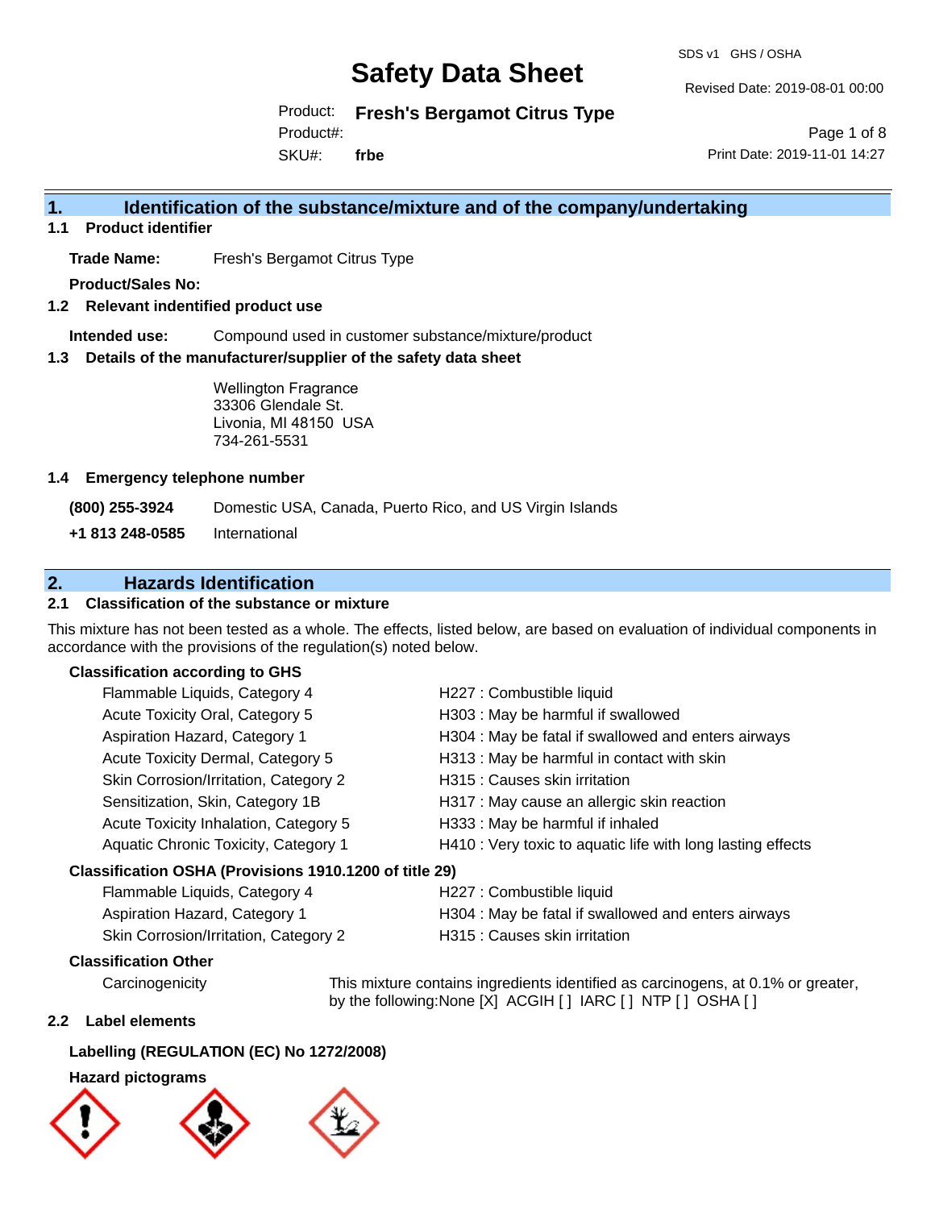# Safety Data Sheet

SDS v1 GHS / OSHA

Revised Date: 2019-08-01 00:00

Product: **Fresh's Bergamot Citrus Type**

Product#:

SKU#: **frbe**

Print Date: 2019-11-01 14:27

## 1. Identification of the substance/mixture and of the company/undertaking

### 1.1 Product identifier

**Trade Name:** Fresh's Bergamot Citrus Type

**Product/Sales No:**

### 1.2 Relevant indentified product use

**Intended use:** Compound used in customer substance/mixture/product

### 1.3 Details of the manufacturer/supplier of the safety data sheet

Wellington Fragrance
33306 Glendale St.
Livonia, MI 48150 USA
734-261-5531

### 1.4 Emergency telephone number

**(800) 255-3924** Domestic USA, Canada, Puerto Rico, and US Virgin Islands

**+1 813 248-0585** International

## 2. Hazards Identification

### 2.1 Classification of the substance or mixture

This mixture has not been tested as a whole. The effects, listed below, are based on evaluation of individual components in accordance with the provisions of the regulation(s) noted below.

**Classification according to GHS**

| | |
|---|---|
| Flammable Liquids, Category 4 | H227 : Combustible liquid |
| Acute Toxicity Oral, Category 5 | H303 : May be harmful if swallowed |
| Aspiration Hazard, Category 1 | H304 : May be fatal if swallowed and enters airways |
| Acute Toxicity Dermal, Category 5 | H313 : May be harmful in contact with skin |
| Skin Corrosion/Irritation, Category 2 | H315 : Causes skin irritation |
| Sensitization, Skin, Category 1B | H317 : May cause an allergic skin reaction |
| Acute Toxicity Inhalation, Category 5 | H333 : May be harmful if inhaled |
| Aquatic Chronic Toxicity, Category 1 | H410 : Very toxic to aquatic life with long lasting effects |

**Classification OSHA (Provisions 1910.1200 of title 29)**

| | |
|---|---|
| Flammable Liquids, Category 4 | H227 : Combustible liquid |
| Aspiration Hazard, Category 1 | H304 : May be fatal if swallowed and enters airways |
| Skin Corrosion/Irritation, Category 2 | H315 : Causes skin irritation |

**Classification Other**

Carcinogenicity: This mixture contains ingredients identified as carcinogens, at 0.1% or greater, by the following:None [X] ACGIH [ ] IARC [ ] NTP [ ] OSHA [ ]

### 2.2 Label elements

**Labelling (REGULATION (EC) No 1272/2008)**

**Hazard pictograms**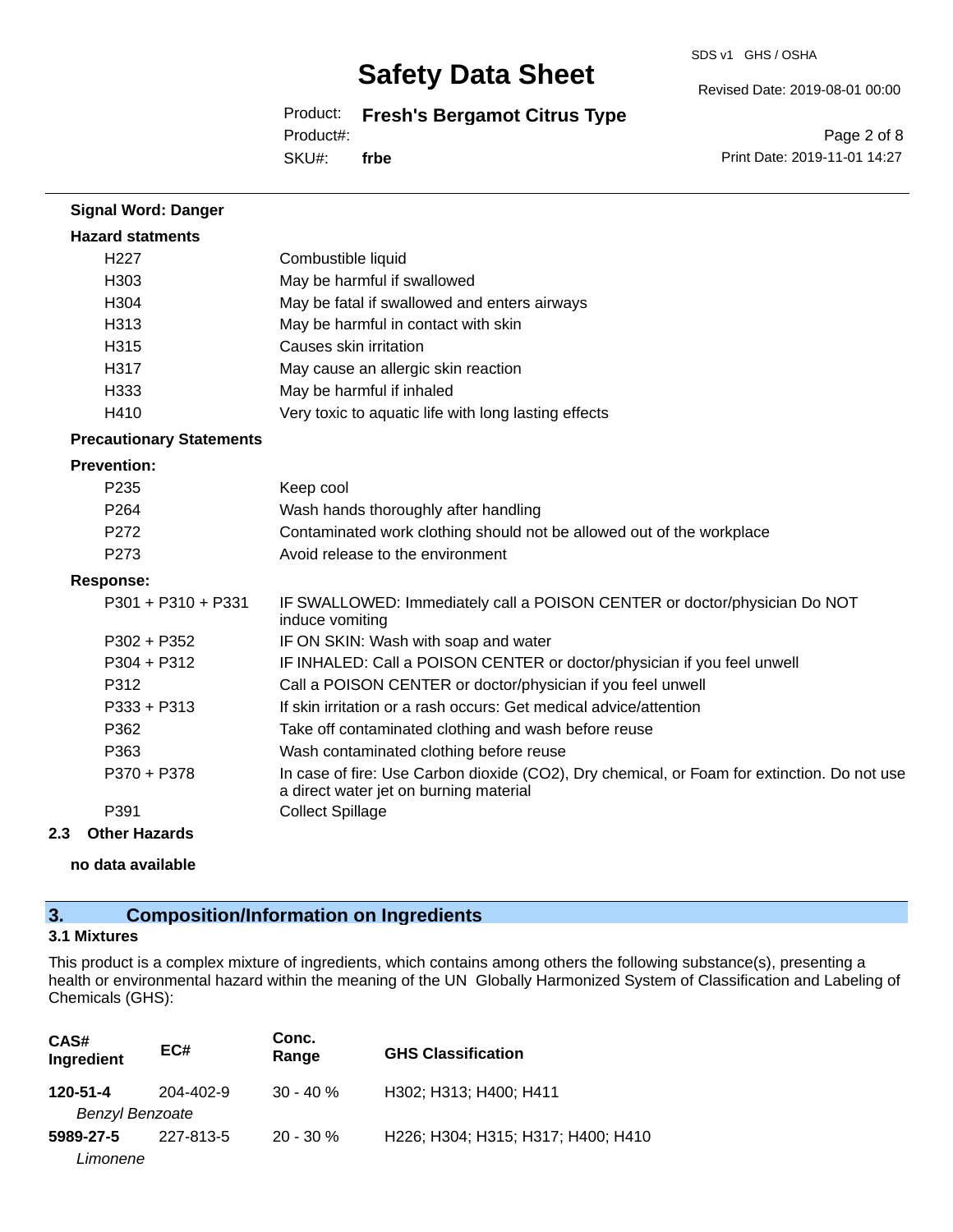**Signal Word: Danger**

**Hazard statments**

| | |
|---|---|
| H227 | Combustible liquid |
| H303 | May be harmful if swallowed |
| H304 | May be fatal if swallowed and enters airways |
| H313 | May be harmful in contact with skin |
| H315 | Causes skin irritation |
| H317 | May cause an allergic skin reaction |
| H333 | May be harmful if inhaled |
| H410 | Very toxic to aquatic life with long lasting effects |

**Precautionary Statements**

**Prevention:**

| | |
|---|---|
| P235 | Keep cool |
| P264 | Wash hands thoroughly after handling |
| P272 | Contaminated work clothing should not be allowed out of the workplace |
| P273 | Avoid release to the environment |

**Response:**

| | |
|---|---|
| P301 + P310 + P331 | IF SWALLOWED: Immediately call a POISON CENTER or doctor/physician Do NOT induce vomiting |
| P302 + P352 | IF ON SKIN: Wash with soap and water |
| P304 + P312 | IF INHALED: Call a POISON CENTER or doctor/physician if you feel unwell |
| P312 | Call a POISON CENTER or doctor/physician if you feel unwell |
| P333 + P313 | If skin irritation or a rash occurs: Get medical advice/attention |
| P362 | Take off contaminated clothing and wash before reuse |
| P363 | Wash contaminated clothing before reuse |
| P370 + P378 | In case of fire: Use Carbon dioxide ($CO_2$), Dry chemical, or Foam for extinction. Do not use a direct water jet on burning material |
| P391 | Collect Spillage |

### 2.3 Other Hazards

**no data available**

## 3. Composition/Information on Ingredients

### 3.1 Mixtures

This product is a complex mixture of ingredients, which contains among others the following substance(s), presenting a health or environmental hazard within the meaning of the UN Globally Harmonized System of Classification and Labeling of Chemicals (GHS):

| CAS# Ingredient | EC# | Conc. Range | GHS Classification |
|---|---|---|---|
| **120-51-4** *Benzyl Benzoate* | 204-402-9 | 30 - 40 % | H302; H313; H400; H411 |
| **5989-27-5** *Limonene* | 227-813-5 | 20 - 30 % | H226; H304; H315; H317; H400; H410 |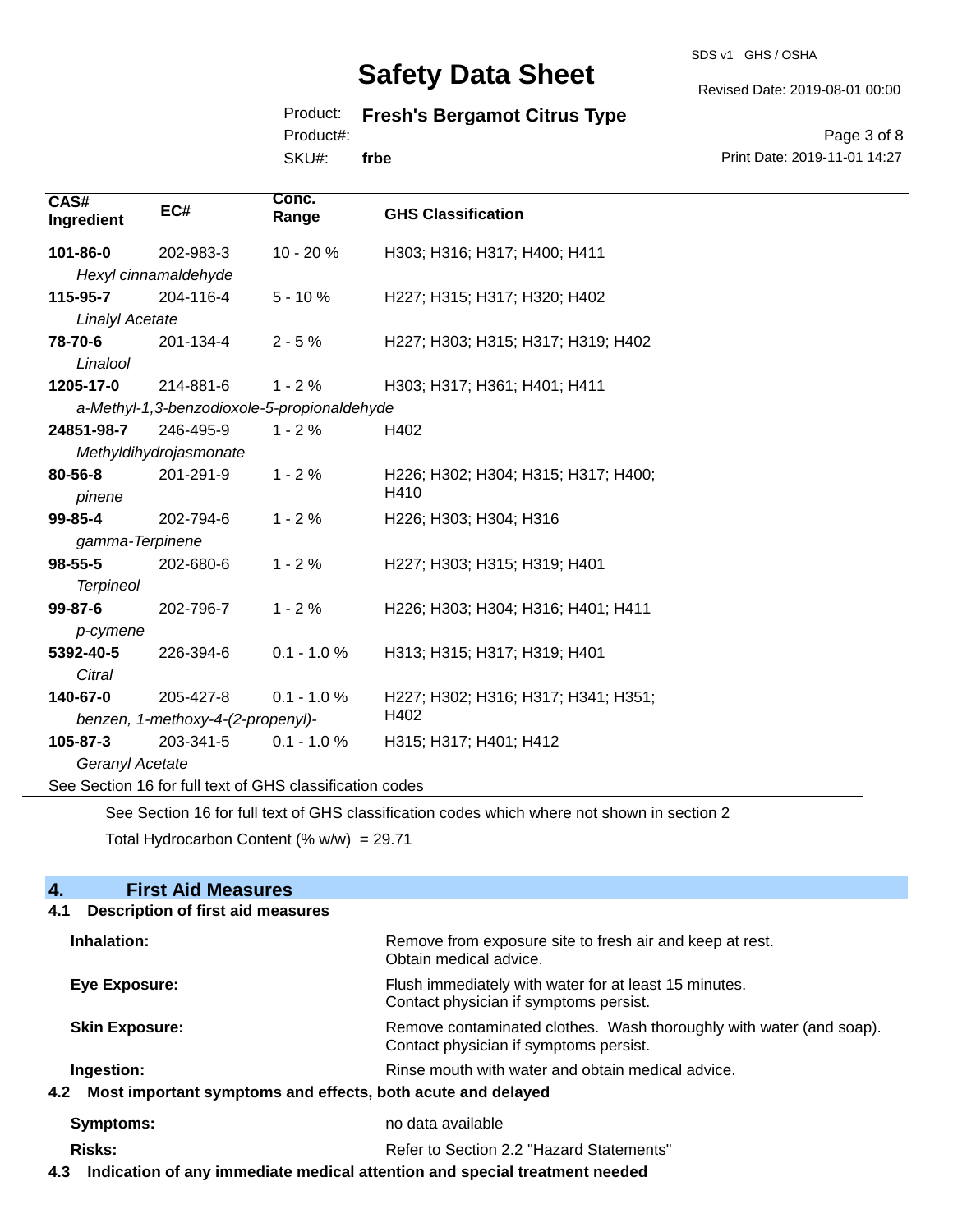| CAS# Ingredient | EC# | Conc. Range | GHS Classification |
|---|---|---|---|
| **101-86-0** *Hexyl cinnamaldehyde* | 202-983-3 | 10 - 20 % | H303; H316; H317; H400; H411 |
| **115-95-7** *Linalyl Acetate* | 204-116-4 | 5 - 10 % | H227; H315; H317; H320; H402 |
| **78-70-6** *Linalool* | 201-134-4 | 2 - 5 % | H227; H303; H315; H317; H319; H402 |
| **1205-17-0** *a-Methyl-1,3-benzodioxole-5-propionaldehyde* | 214-881-6 | 1 - 2 % | H303; H317; H361; H401; H411 |
| **24851-98-7** *Methyldihydrojasmonate* | 246-495-9 | 1 - 2 % | H402 |
| **80-56-8** *pinene* | 201-291-9 | 1 - 2 % | H226; H302; H304; H315; H317; H400; H410 |
| **99-85-4** *gamma-Terpinene* | 202-794-6 | 1 - 2 % | H226; H303; H304; H316 |
| **98-55-5** *Terpineol* | 202-680-6 | 1 - 2 % | H227; H303; H315; H319; H401 |
| **99-87-6** *p-cymene* | 202-796-7 | 1 - 2 % | H226; H303; H304; H316; H401; H411 |
| **5392-40-5** *Citral* | 226-394-6 | 0.1 - 1.0 % | H313; H315; H317; H319; H401 |
| **140-67-0** *benzen, 1-methoxy-4-(2-propenyl)-* | 205-427-8 | 0.1 - 1.0 % | H227; H302; H316; H317; H341; H351; H402 |
| **105-87-3** *Geranyl Acetate* | 203-341-5 | 0.1 - 1.0 % | H315; H317; H401; H412 |

See Section 16 for full text of GHS classification codes

See Section 16 for full text of GHS classification codes which where not shown in section 2

Total Hydrocarbon Content (% w/w) = 29.71

## 4. First Aid Measures

### 4.1 Description of first aid measures

**Inhalation:** Remove from exposure site to fresh air and keep at rest. Obtain medical advice.

**Eye Exposure:** Flush immediately with water for at least 15 minutes. Contact physician if symptoms persist.

**Skin Exposure:** Remove contaminated clothes. Wash thoroughly with water (and soap). Contact physician if symptoms persist.

**Ingestion:** Rinse mouth with water and obtain medical advice.

### 4.2 Most important symptoms and effects, both acute and delayed

**Symptoms:** no data available

**Risks:** Refer to Section 2.2 "Hazard Statements"

### 4.3 Indication of any immediate medical attention and special treatment needed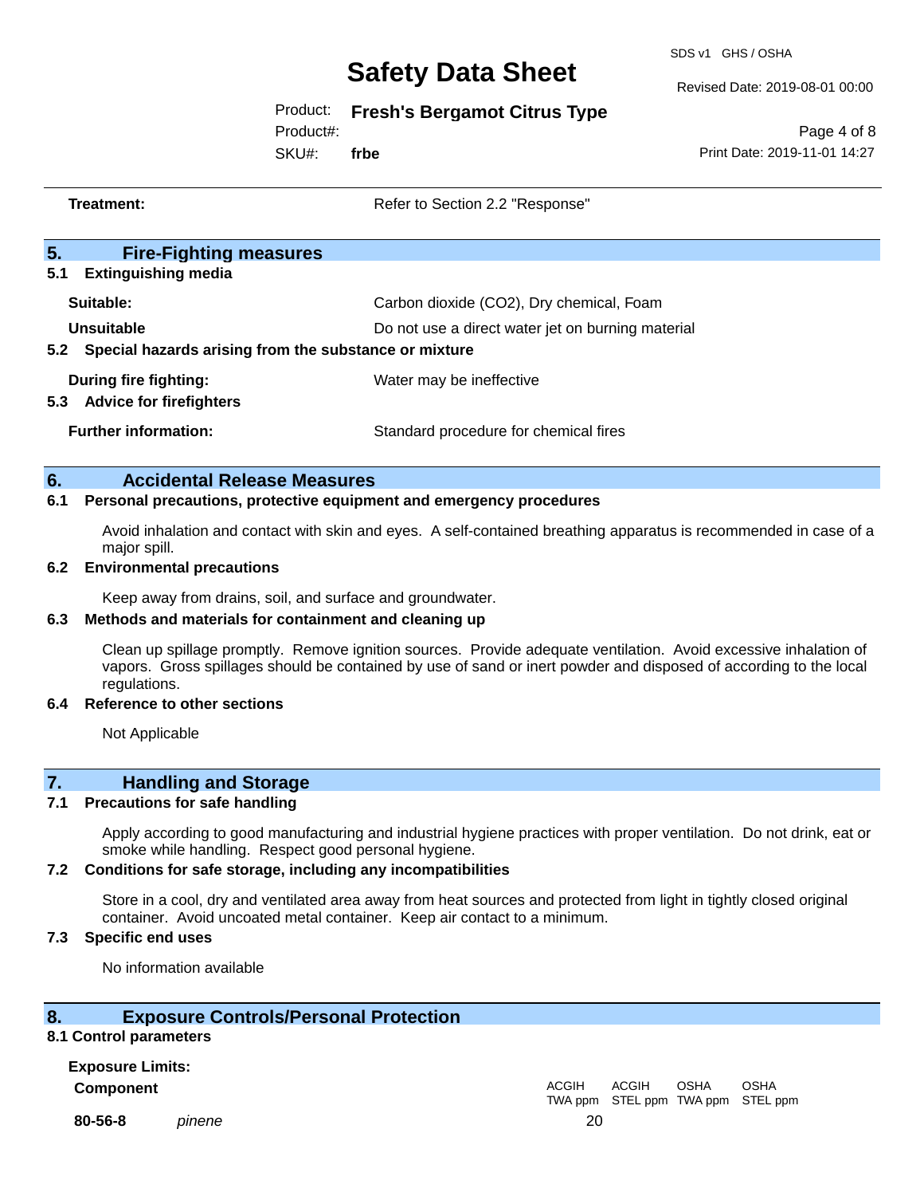| | |
|---|---|
| **Treatment:** | Refer to Section 2.2 "Response" |

## 5. Fire-Fighting measures

### 5.1 Extinguishing media

| | |
|---|---|
| **Suitable:** | Carbon dioxide ($CO_2$), Dry chemical, Foam |
| **Unsuitable** | Do not use a direct water jet on burning material |

### 5.2 Special hazards arising from the substance or mixture

| | |
|---|---|
| **During fire fighting:** | Water may be ineffective |

### 5.3 Advice for firefighters

| | |
|---|---|
| **Further information:** | Standard procedure for chemical fires |

## 6. Accidental Release Measures

### 6.1 Personal precautions, protective equipment and emergency procedures

Avoid inhalation and contact with skin and eyes. A self-contained breathing apparatus is recommended in case of a major spill.

### 6.2 Environmental precautions

Keep away from drains, soil, and surface and groundwater.

### 6.3 Methods and materials for containment and cleaning up

Clean up spillage promptly. Remove ignition sources. Provide adequate ventilation. Avoid excessive inhalation of vapors. Gross spillages should be contained by use of sand or inert powder and disposed of according to the local regulations.

### 6.4 Reference to other sections

Not Applicable

## 7. Handling and Storage

### 7.1 Precautions for safe handling

Apply according to good manufacturing and industrial hygiene practices with proper ventilation. Do not drink, eat or smoke while handling. Respect good personal hygiene.

### 7.2 Conditions for safe storage, including any incompatibilities

Store in a cool, dry and ventilated area away from heat sources and protected from light in tightly closed original container. Avoid uncoated metal container. Keep air contact to a minimum.

### 7.3 Specific end uses

No information available

## 8. Exposure Controls/Personal Protection

### 8.1 Control parameters

**Exposure Limits:**

| **Component** | | ACGIH TWA ppm | ACGIH STEL ppm | OSHA TWA ppm | OSHA STEL ppm |
|---|---|---|---|---|---|
| **80-56-8** | *pinene* | 20 | | | |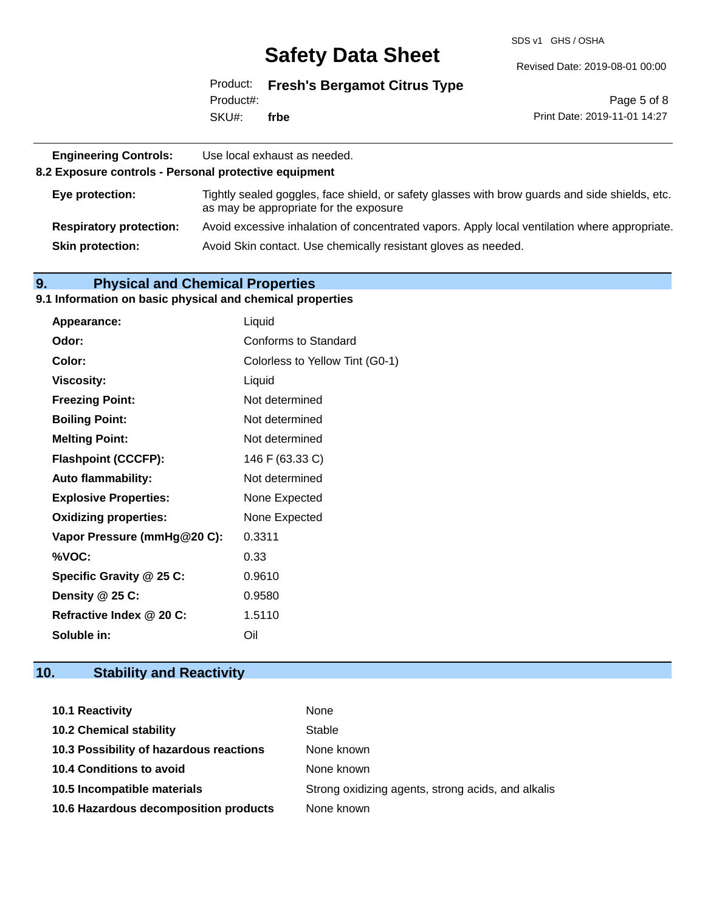| | |
|---|---|
| **Engineering Controls:** | Use local exhaust as needed. |

### 8.2 Exposure controls - Personal protective equipment

| | |
|---|---|
| **Eye protection:** | Tightly sealed goggles, face shield, or safety glasses with brow guards and side shields, etc. as may be appropriate for the exposure |
| **Respiratory protection:** | Avoid excessive inhalation of concentrated vapors. Apply local ventilation where appropriate. |
| **Skin protection:** | Avoid Skin contact. Use chemically resistant gloves as needed. |

## 9. Physical and Chemical Properties

### 9.1 Information on basic physical and chemical properties

| | |
|---|---|
| **Appearance:** | Liquid |
| **Odor:** | Conforms to Standard |
| **Color:** | Colorless to Yellow Tint (G0-1) |
| **Viscosity:** | Liquid |
| **Freezing Point:** | Not determined |
| **Boiling Point:** | Not determined |
| **Melting Point:** | Not determined |
| **Flashpoint (CCCFP):** | 146 F (63.33 C) |
| **Auto flammability:** | Not determined |
| **Explosive Properties:** | None Expected |
| **Oxidizing properties:** | None Expected |
| **Vapor Pressure (mmHg@20 C):** | 0.3311 |
| **%VOC:** | 0.33 |
| **Specific Gravity @ 25 C:** | 0.9610 |
| **Density @ 25 C:** | 0.9580 |
| **Refractive Index @ 20 C:** | 1.5110 |
| **Soluble in:** | Oil |

## 10. Stability and Reactivity

| | |
|---|---|
| **10.1 Reactivity** | None |
| **10.2 Chemical stability** | Stable |
| **10.3 Possibility of hazardous reactions** | None known |
| **10.4 Conditions to avoid** | None known |
| **10.5 Incompatible materials** | Strong oxidizing agents, strong acids, and alkalis |
| **10.6 Hazardous decomposition products** | None known |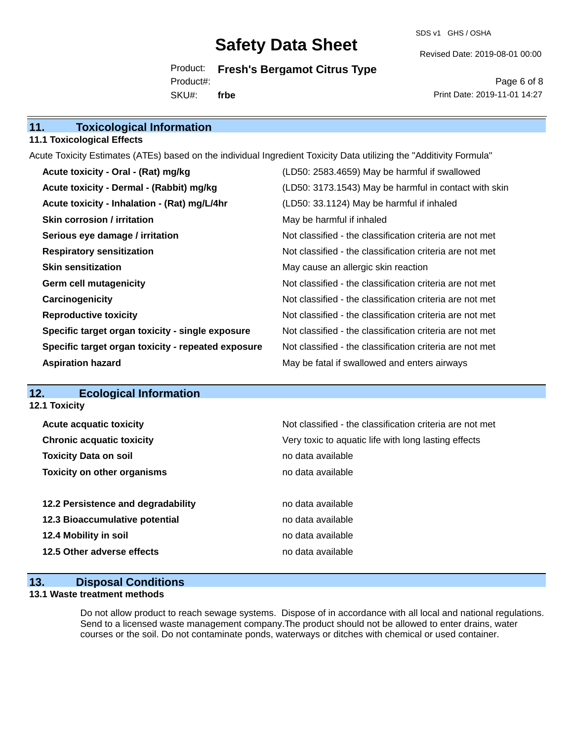## 11. Toxicological Information

### 11.1 Toxicological Effects

Acute Toxicity Estimates (ATEs) based on the individual Ingredient Toxicity Data utilizing the "Additivity Formula"

| | |
|---|---|
| **Acute toxicity - Oral - (Rat) mg/kg** | (LD50: 2583.4659) May be harmful if swallowed |
| **Acute toxicity - Dermal - (Rabbit) mg/kg** | (LD50: 3173.1543) May be harmful in contact with skin |
| **Acute toxicity - Inhalation - (Rat) mg/L/4hr** | (LD50: 33.1124) May be harmful if inhaled |
| **Skin corrosion / irritation** | May be harmful if inhaled |
| **Serious eye damage / irritation** | Not classified - the classification criteria are not met |
| **Respiratory sensitization** | Not classified - the classification criteria are not met |
| **Skin sensitization** | May cause an allergic skin reaction |
| **Germ cell mutagenicity** | Not classified - the classification criteria are not met |
| **Carcinogenicity** | Not classified - the classification criteria are not met |
| **Reproductive toxicity** | Not classified - the classification criteria are not met |
| **Specific target organ toxicity - single exposure** | Not classified - the classification criteria are not met |
| **Specific target organ toxicity - repeated exposure** | Not classified - the classification criteria are not met |
| **Aspiration hazard** | May be fatal if swallowed and enters airways |

## 12. Ecological Information

### 12.1 Toxicity

| | |
|---|---|
| **Acute acquatic toxicity** | Not classified - the classification criteria are not met |
| **Chronic acquatic toxicity** | Very toxic to aquatic life with long lasting effects |
| **Toxicity Data on soil** | no data available |
| **Toxicity on other organisms** | no data available |

| | |
|---|---|
| **12.2 Persistence and degradability** | no data available |
| **12.3 Bioaccumulative potential** | no data available |
| **12.4 Mobility in soil** | no data available |
| **12.5 Other adverse effects** | no data available |

## 13. Disposal Conditions

### 13.1 Waste treatment methods

Do not allow product to reach sewage systems. Dispose of in accordance with all local and national regulations. Send to a licensed waste management company.The product should not be allowed to enter drains, water courses or the soil. Do not contaminate ponds, waterways or ditches with chemical or used container.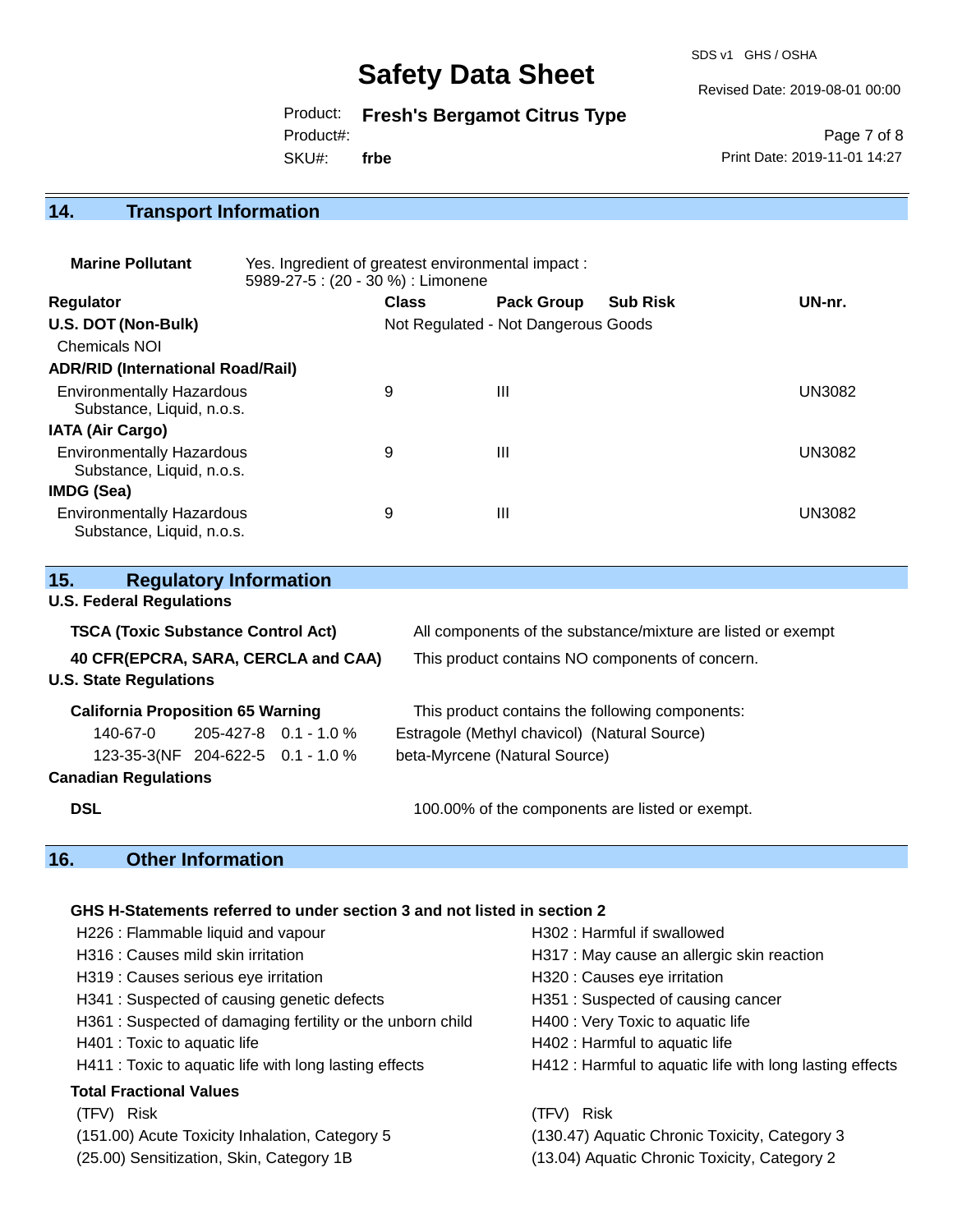## 14. Transport Information

**Marine Pollutant** Yes. Ingredient of greatest environmental impact :
5989-27-5 : (20 - 30 %) : Limonene

| Regulator | Class | Pack Group | Sub Risk | UN-nr. |
|---|---|---|---|---|
| **U.S. DOT (Non-Bulk)** | Not Regulated - Not Dangerous Goods | | | |
| Chemicals NOI | | | | |
| **ADR/RID (International Road/Rail)** | | | | |
| Environmentally Hazardous Substance, Liquid, n.o.s. | 9 | III | | UN3082 |
| **IATA (Air Cargo)** | | | | |
| Environmentally Hazardous Substance, Liquid, n.o.s. | 9 | III | | UN3082 |
| **IMDG (Sea)** | | | | |
| Environmentally Hazardous Substance, Liquid, n.o.s. | 9 | III | | UN3082 |

## 15. Regulatory Information

**U.S. Federal Regulations**

**TSCA (Toxic Substance Control Act)** All components of the substance/mixture are listed or exempt

**40 CFR(EPCRA, SARA, CERCLA and CAA)** This product contains NO components of concern.

**U.S. State Regulations**

**California Proposition 65 Warning** This product contains the following components:

| | | | |
|---|---|---|---|
| 140-67-0 | 205-427-8 | 0.1 - 1.0 % | Estragole (Methyl chavicol) (Natural Source) |
| 123-35-3(NF | 204-622-5 | 0.1 - 1.0 % | beta-Myrcene (Natural Source) |

**Canadian Regulations**

**DSL** 100.00% of the components are listed or exempt.

## 16. Other Information

**GHS H-Statements referred to under section 3 and not listed in section 2**

H226 : Flammable liquid and vapour
H302 : Harmful if swallowed
H316 : Causes mild skin irritation
H317 : May cause an allergic skin reaction
H319 : Causes serious eye irritation
H320 : Causes eye irritation
H341 : Suspected of causing genetic defects
H351 : Suspected of causing cancer
H361 : Suspected of damaging fertility or the unborn child
H400 : Very Toxic to aquatic life
H401 : Toxic to aquatic life
H402 : Harmful to aquatic life
H411 : Toxic to aquatic life with long lasting effects
H412 : Harmful to aquatic life with long lasting effects

**Total Fractional Values**

(TFV) Risk
(151.00) Acute Toxicity Inhalation, Category 5
(25.00) Sensitization, Skin, Category 1B

(TFV) Risk
(130.47) Aquatic Chronic Toxicity, Category 3
(13.04) Aquatic Chronic Toxicity, Category 2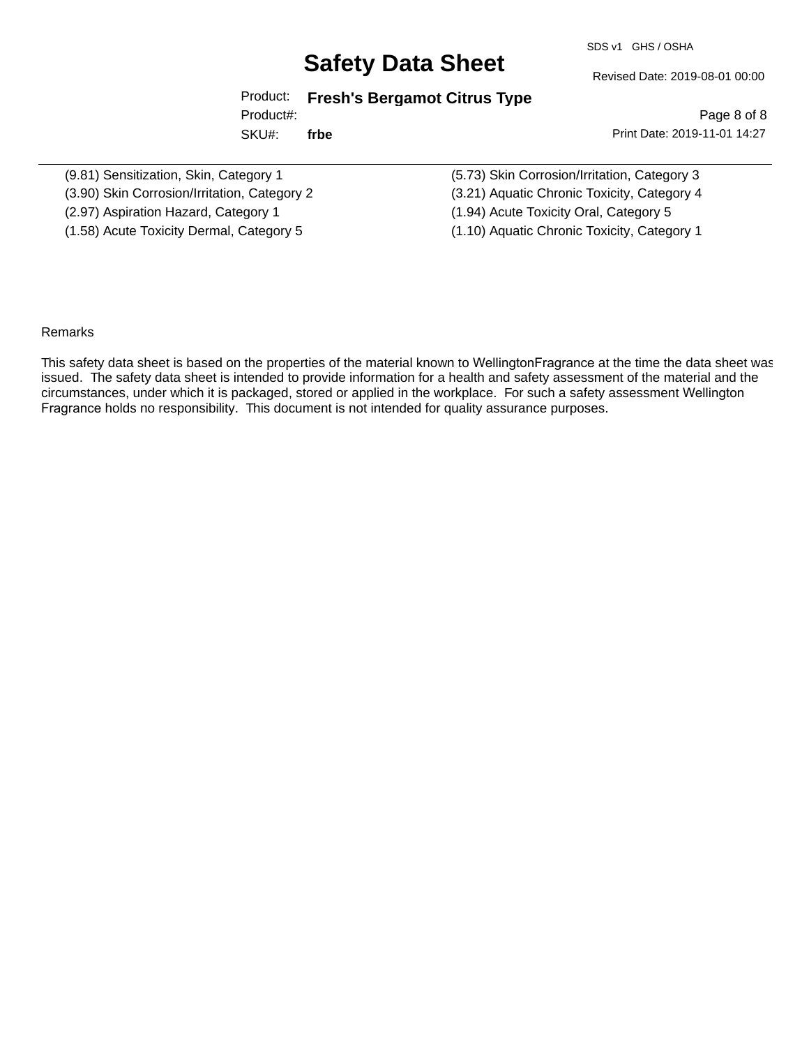(9.81) Sensitization, Skin, Category 1
(5.73) Skin Corrosion/Irritation, Category 3
(3.90) Skin Corrosion/Irritation, Category 2
(3.21) Aquatic Chronic Toxicity, Category 4
(2.97) Aspiration Hazard, Category 1
(1.94) Acute Toxicity Oral, Category 5
(1.58) Acute Toxicity Dermal, Category 5
(1.10) Aquatic Chronic Toxicity, Category 1

Remarks

This safety data sheet is based on the properties of the material known to WellingtonFragrance at the time the data sheet was issued. The safety data sheet is intended to provide information for a health and safety assessment of the material and the circumstances, under which it is packaged, stored or applied in the workplace. For such a safety assessment Wellington Fragrance holds no responsibility. This document is not intended for quality assurance purposes.